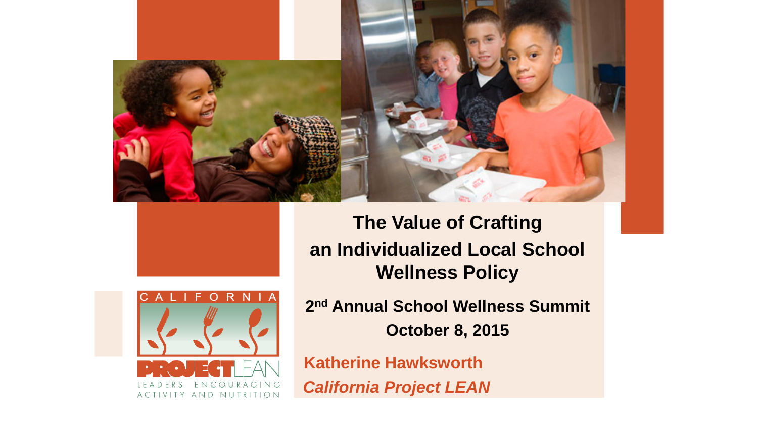# The Value of Crafting an Individualized Local School Wellness Policy

**2nd Annual School Wellness Summit**

**October 8, 2015**

**Katherine Hawksworth**

***California Project LEAN***

CALIFORNIA PROJECT LEAN

LEADERS ENCOURAGING ACTIVITY AND NUTRITION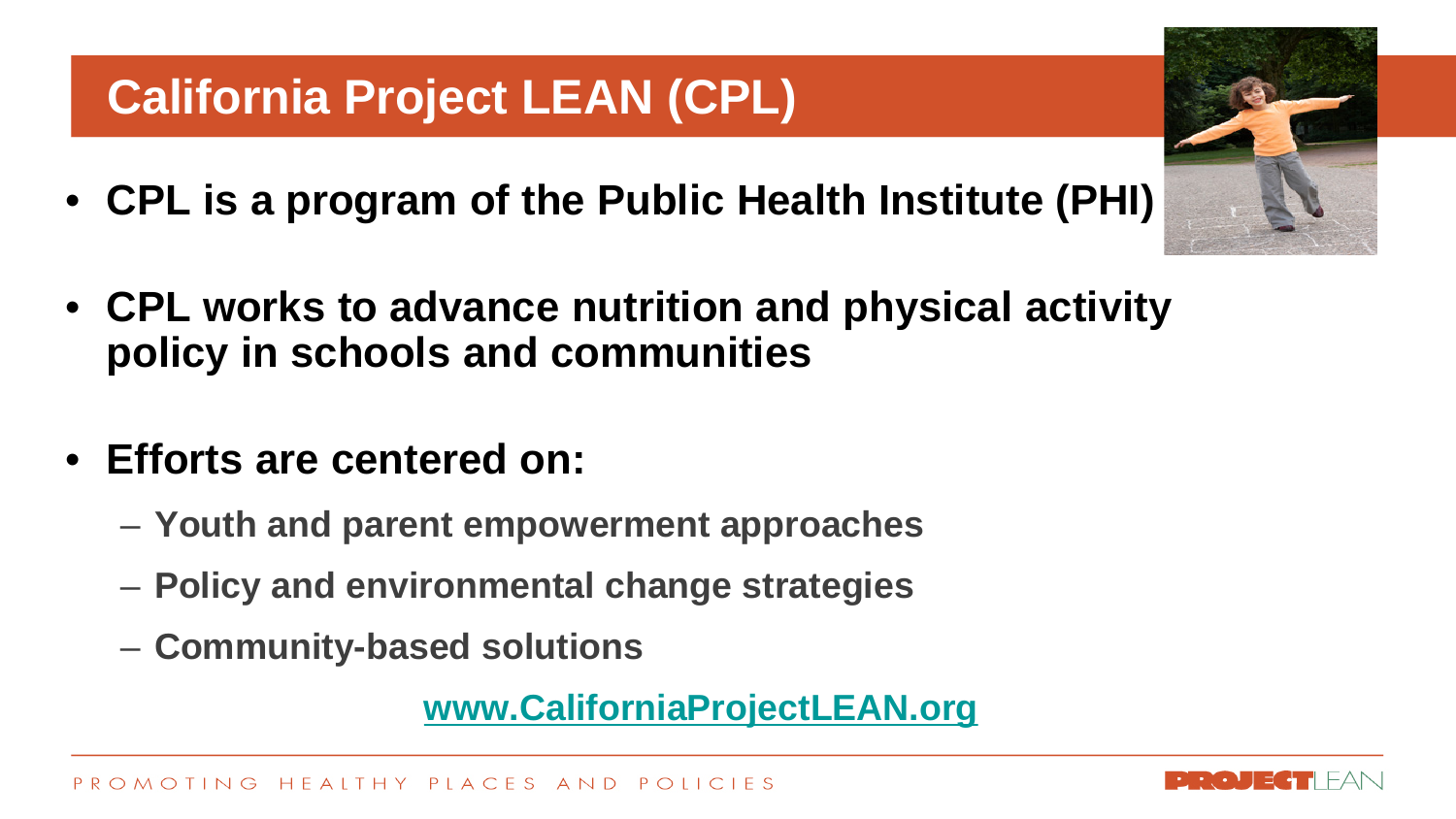# California Project LEAN (CPL)

- **CPL is a program of the Public Health Institute (PHI)**
- **CPL works to advance nutrition and physical activity policy in schools and communities**
- **Efforts are centered on:**
  - **Youth and parent empowerment approaches**
  - **Policy and environmental change strategies**
  - **Community-based solutions**

**www.CaliforniaProjectLEAN.org**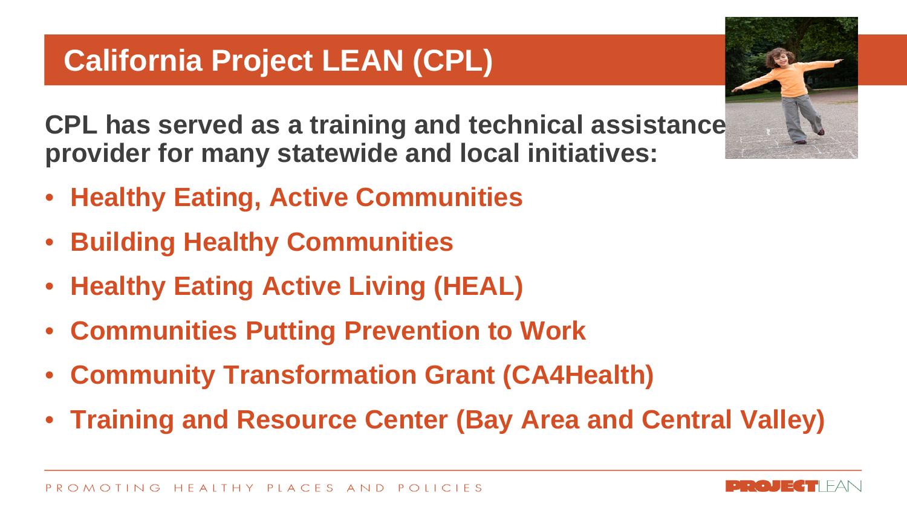# California Project LEAN (CPL)

**CPL has served as a training and technical assistance provider for many statewide and local initiatives:**

- **Healthy Eating, Active Communities**
- **Building Healthy Communities**
- **Healthy Eating Active Living (HEAL)**
- **Communities Putting Prevention to Work**
- **Community Transformation Grant (CA4Health)**
- **Training and Resource Center (Bay Area and Central Valley)**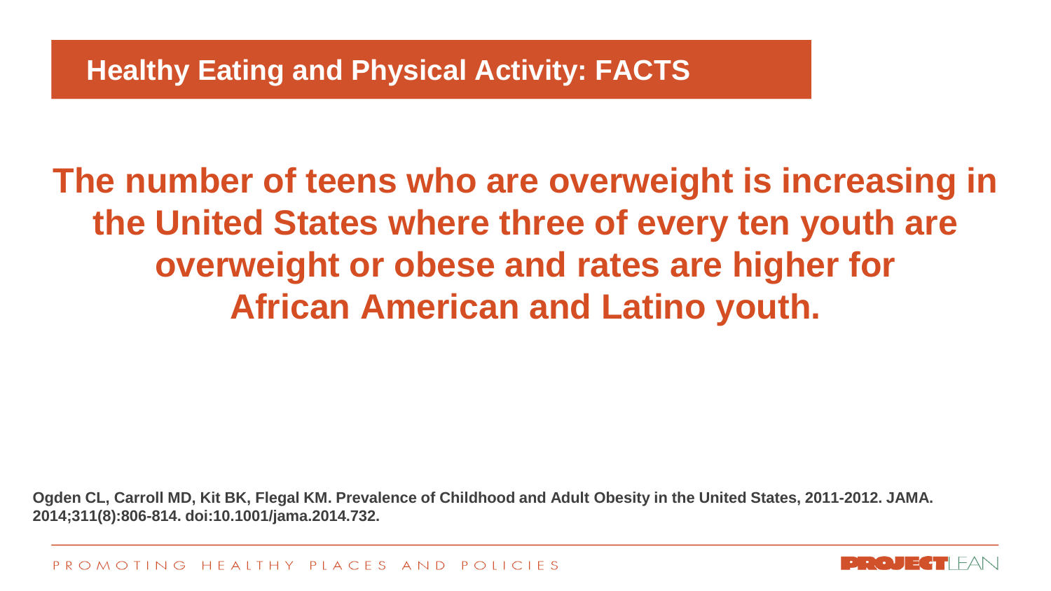## Healthy Eating and Physical Activity: FACTS

**The number of teens who are overweight is increasing in the United States where three of every ten youth are overweight or obese and rates are higher for African American and Latino youth.**

**Ogden CL, Carroll MD, Kit BK, Flegal KM. Prevalence of Childhood and Adult Obesity in the United States, 2011-2012. JAMA. 2014;311(8):806-814. doi:10.1001/jama.2014.732.**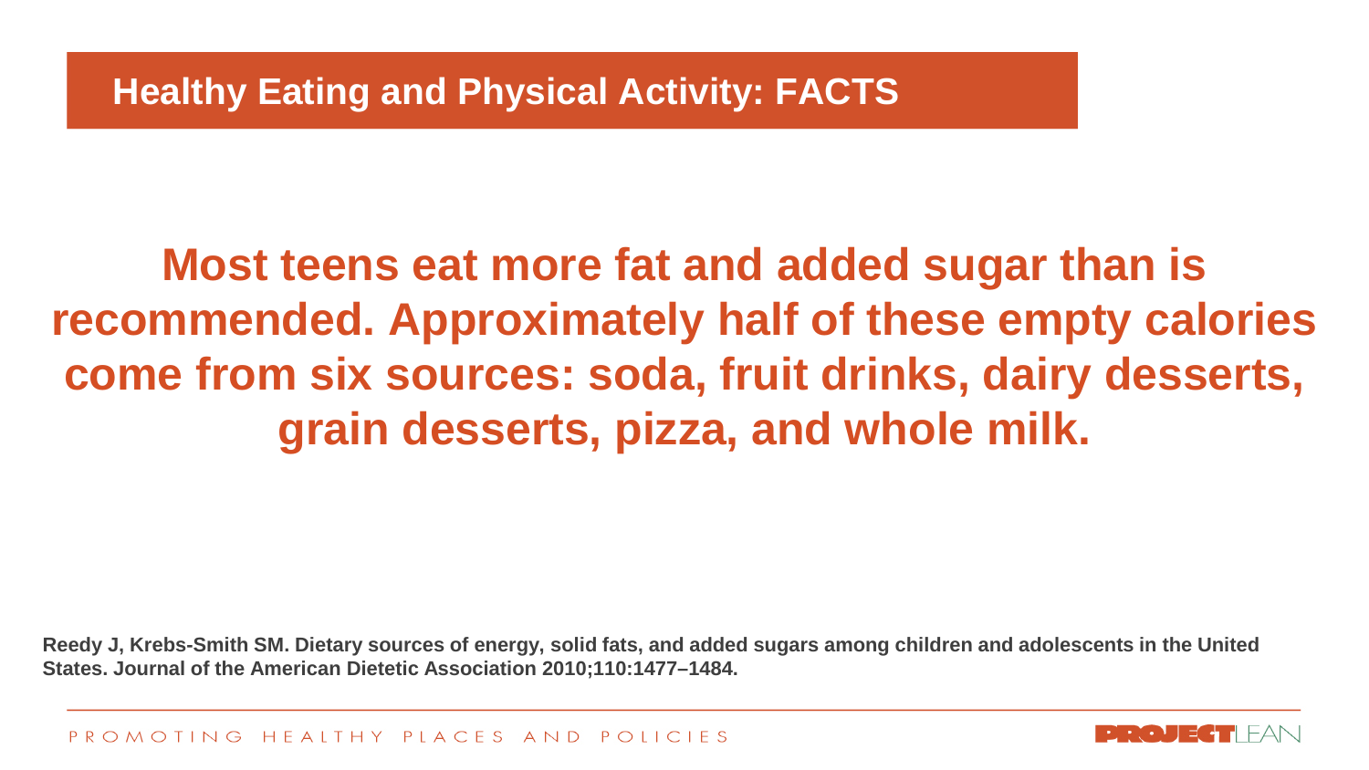## Healthy Eating and Physical Activity: FACTS

**Most teens eat more fat and added sugar than is recommended. Approximately half of these empty calories come from six sources: soda, fruit drinks, dairy desserts, grain desserts, pizza, and whole milk.**

**Reedy J, Krebs-Smith SM. Dietary sources of energy, solid fats, and added sugars among children and adolescents in the United States. Journal of the American Dietetic Association 2010;110:1477–1484.**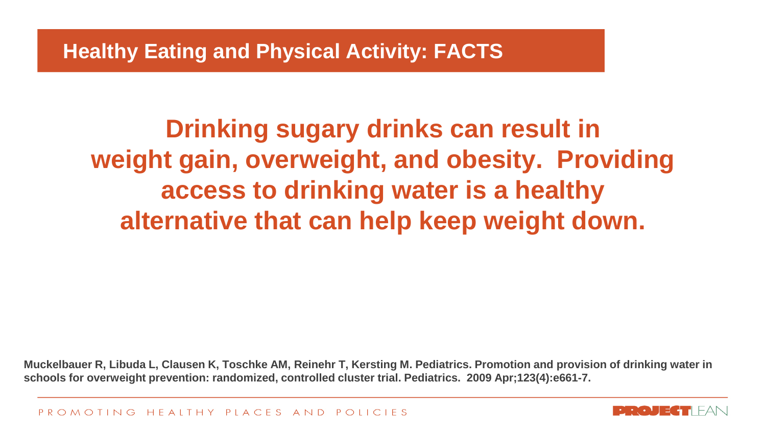## Healthy Eating and Physical Activity: FACTS

**Drinking sugary drinks can result in weight gain, overweight, and obesity. Providing access to drinking water is a healthy alternative that can help keep weight down.**

**Muckelbauer R, Libuda L, Clausen K, Toschke AM, Reinehr T, Kersting M. Pediatrics. Promotion and provision of drinking water in schools for overweight prevention: randomized, controlled cluster trial. Pediatrics. 2009 Apr;123(4):e661-7.**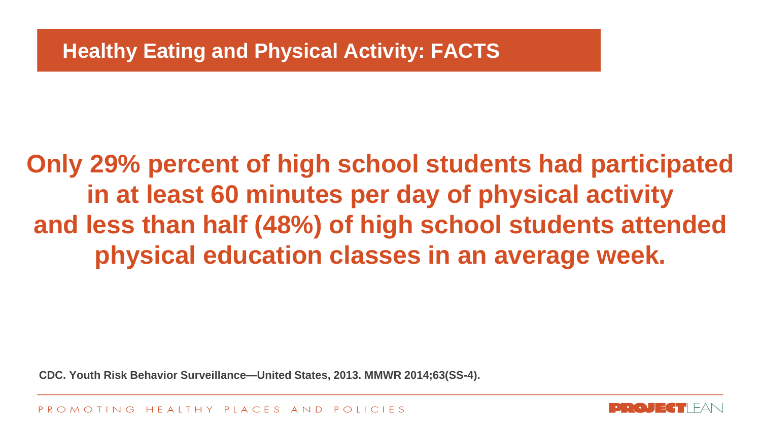## Healthy Eating and Physical Activity: FACTS

**Only 29% percent of high school students had participated in at least 60 minutes per day of physical activity and less than half (48%) of high school students attended physical education classes in an average week.**

**CDC. Youth Risk Behavior Surveillance—United States, 2013. MMWR 2014;63(SS-4).**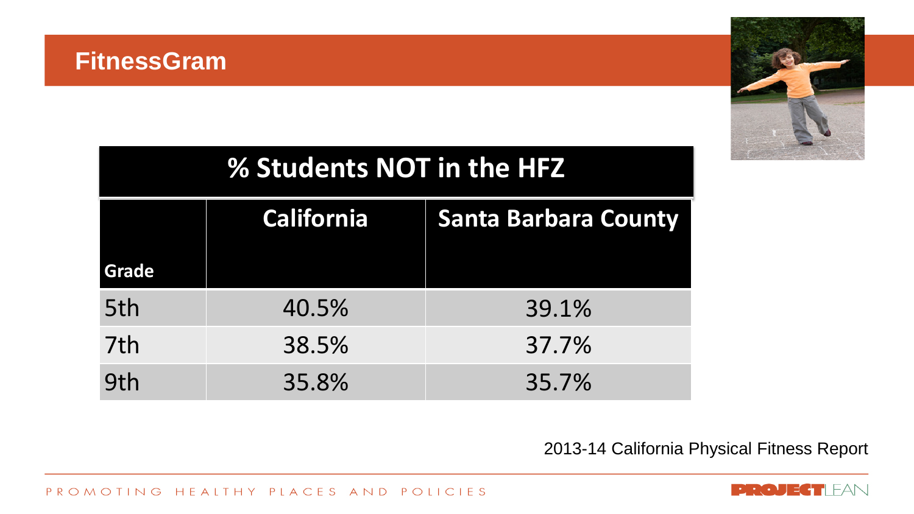# FitnessGram

| % Students NOT in the HFZ | | |
|---|---|---|
| Grade | California | Santa Barbara County |
| 5th | 40.5% | 39.1% |
| 7th | 38.5% | 37.7% |
| 9th | 35.8% | 35.7% |

2013-14 California Physical Fitness Report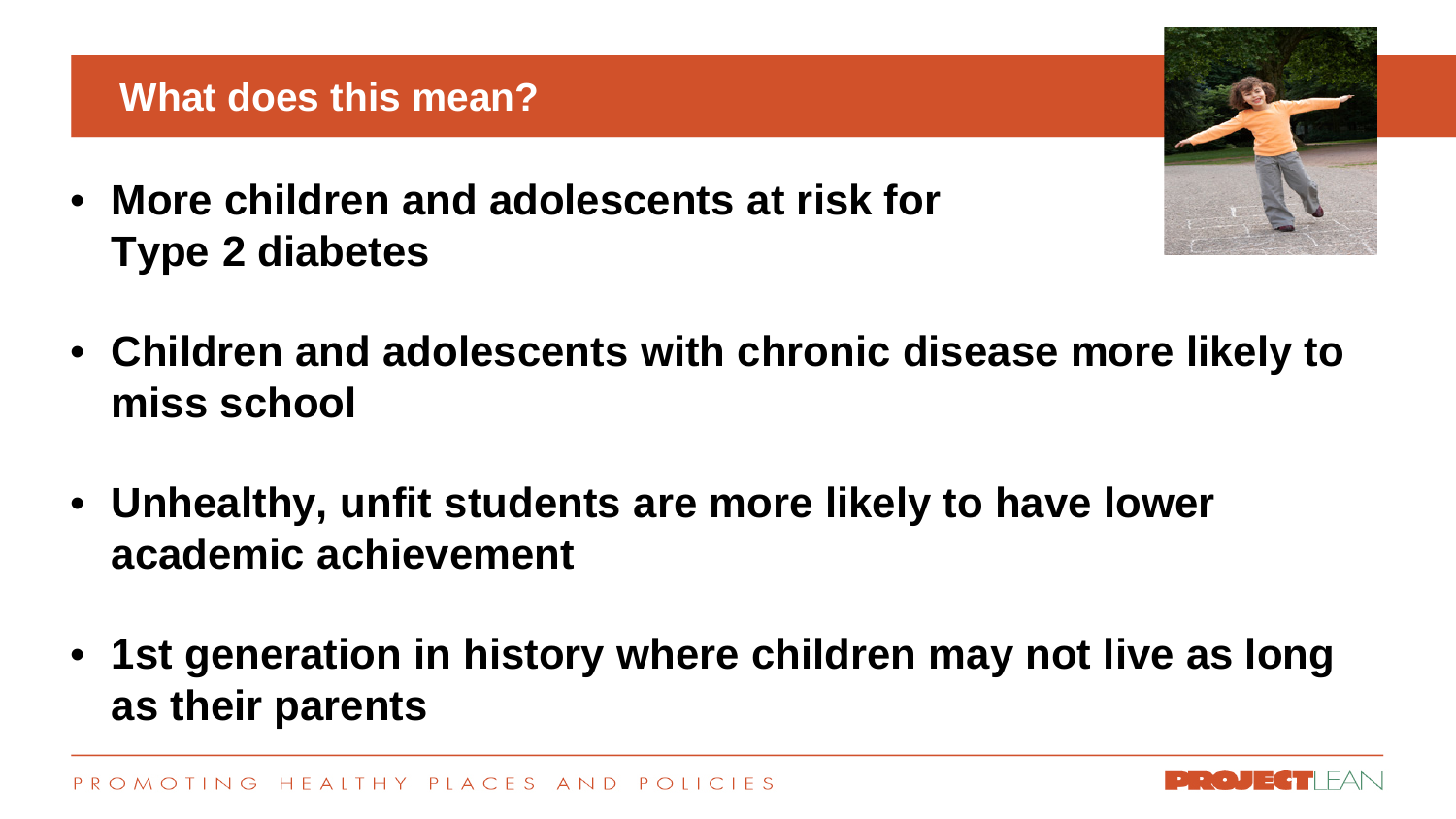## What does this mean?

- **More children and adolescents at risk for Type 2 diabetes**
- **Children and adolescents with chronic disease more likely to miss school**
- **Unhealthy, unfit students are more likely to have lower academic achievement**
- **1st generation in history where children may not live as long as their parents**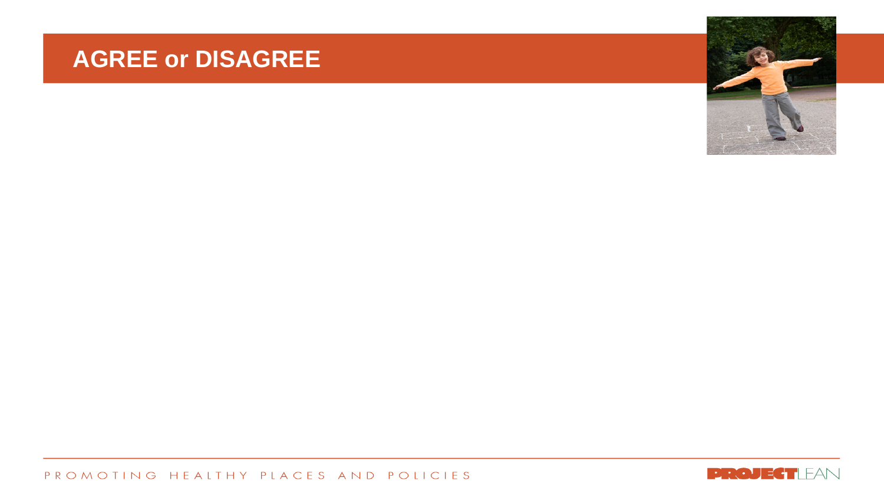# AGREE or DISAGREE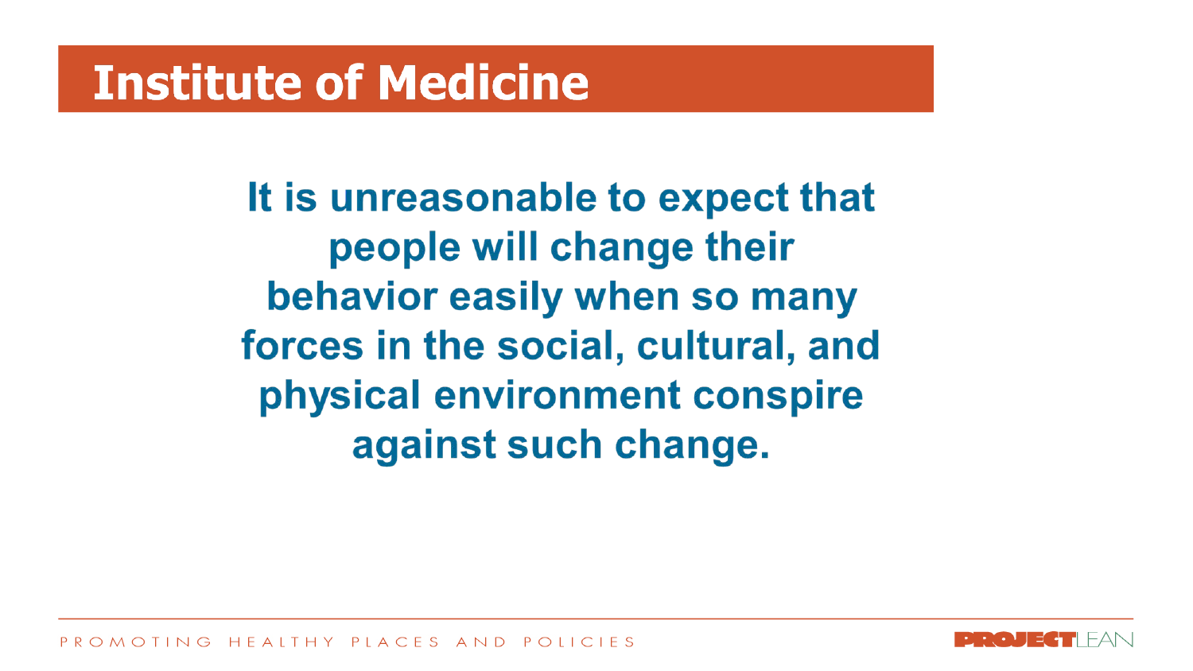# Institute of Medicine

**It is unreasonable to expect that people will change their behavior easily when so many forces in the social, cultural, and physical environment conspire against such change.**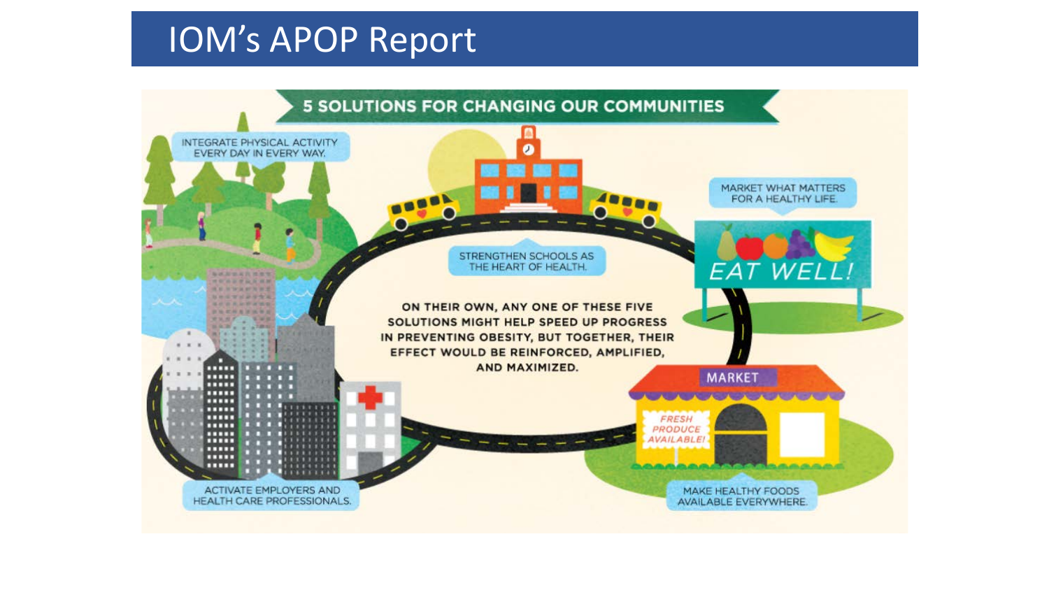# IOM's APOP Report

## 5 SOLUTIONS FOR CHANGING OUR COMMUNITIES

INTEGRATE PHYSICAL ACTIVITY EVERY DAY IN EVERY WAY.

STRENGTHEN SCHOOLS AS THE HEART OF HEALTH.

MARKET WHAT MATTERS FOR A HEALTHY LIFE.

EAT WELL!

ON THEIR OWN, ANY ONE OF THESE FIVE SOLUTIONS MIGHT HELP SPEED UP PROGRESS IN PREVENTING OBESITY, BUT TOGETHER, THEIR EFFECT WOULD BE REINFORCED, AMPLIFIED, AND MAXIMIZED.

MARKET

FRESH PRODUCE AVAILABLE!

ACTIVATE EMPLOYERS AND HEALTH CARE PROFESSIONALS.

MAKE HEALTHY FOODS AVAILABLE EVERYWHERE.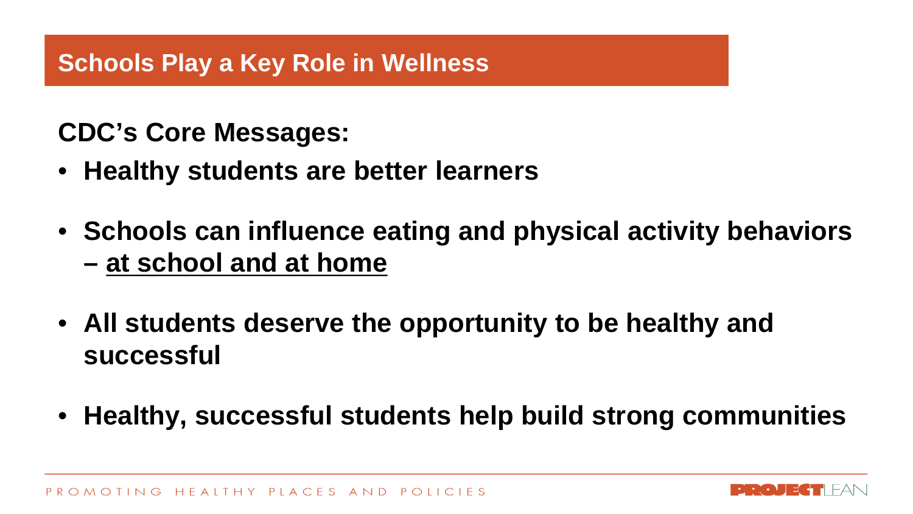## Schools Play a Key Role in Wellness

**CDC's Core Messages:**

- **Healthy students are better learners**
- **Schools can influence eating and physical activity behaviors – <u>at school and at home</u>**
- **All students deserve the opportunity to be healthy and successful**
- **Healthy, successful students help build strong communities**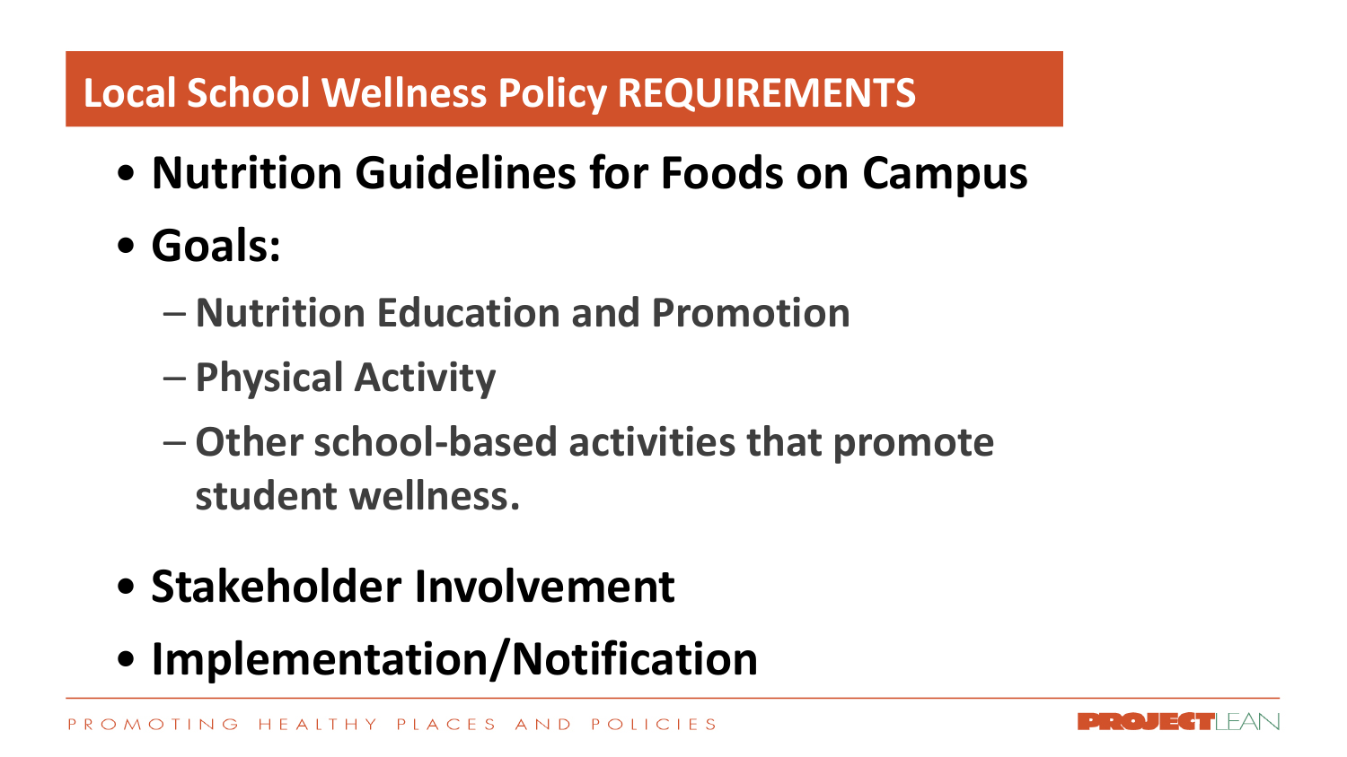## Local School Wellness Policy REQUIREMENTS

- **Nutrition Guidelines for Foods on Campus**
- **Goals:**
  - **Nutrition Education and Promotion**
  - **Physical Activity**
  - **Other school-based activities that promote student wellness.**
- **Stakeholder Involvement**
- **Implementation/Notification**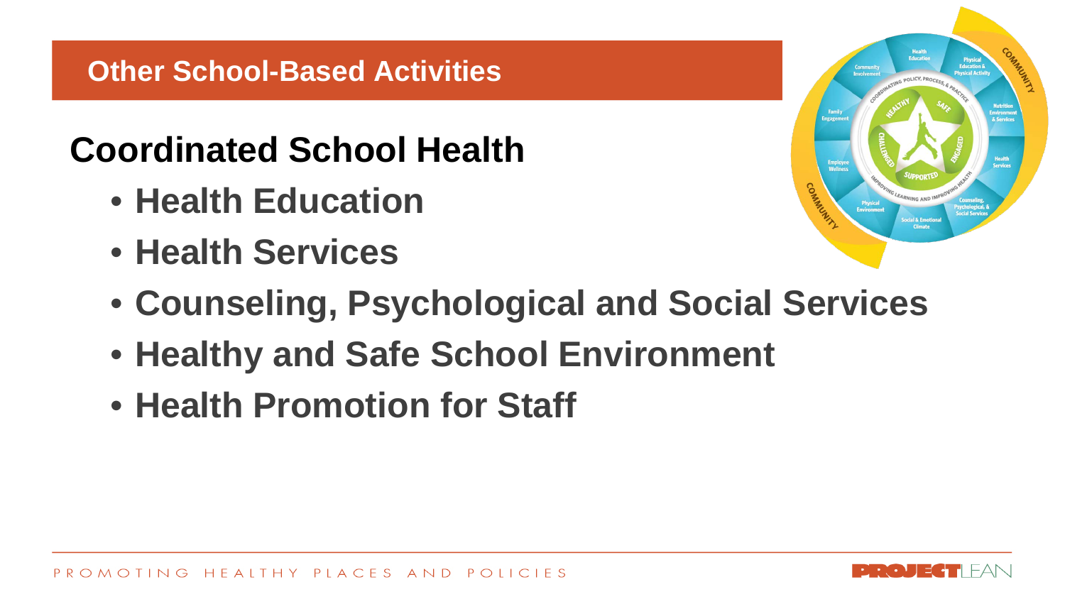## Other School-Based Activities

# Coordinated School Health

- Health Education
- Health Services
- Counseling, Psychological and Social Services
- Healthy and Safe School Environment
- Health Promotion for Staff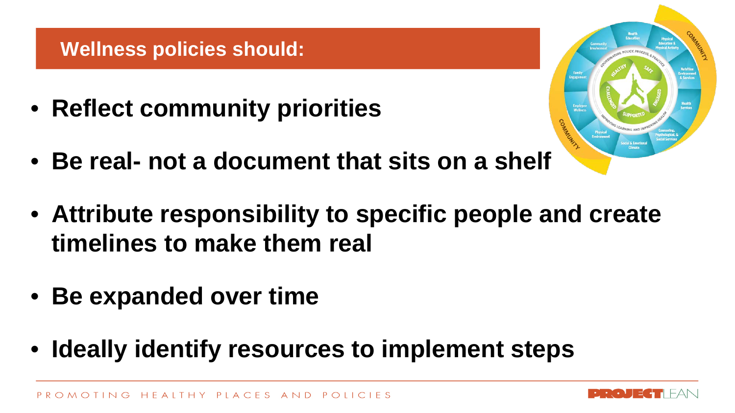## Wellness policies should:

- **Reflect community priorities**
- **Be real- not a document that sits on a shelf**
- **Attribute responsibility to specific people and create timelines to make them real**
- **Be expanded over time**
- **Ideally identify resources to implement steps**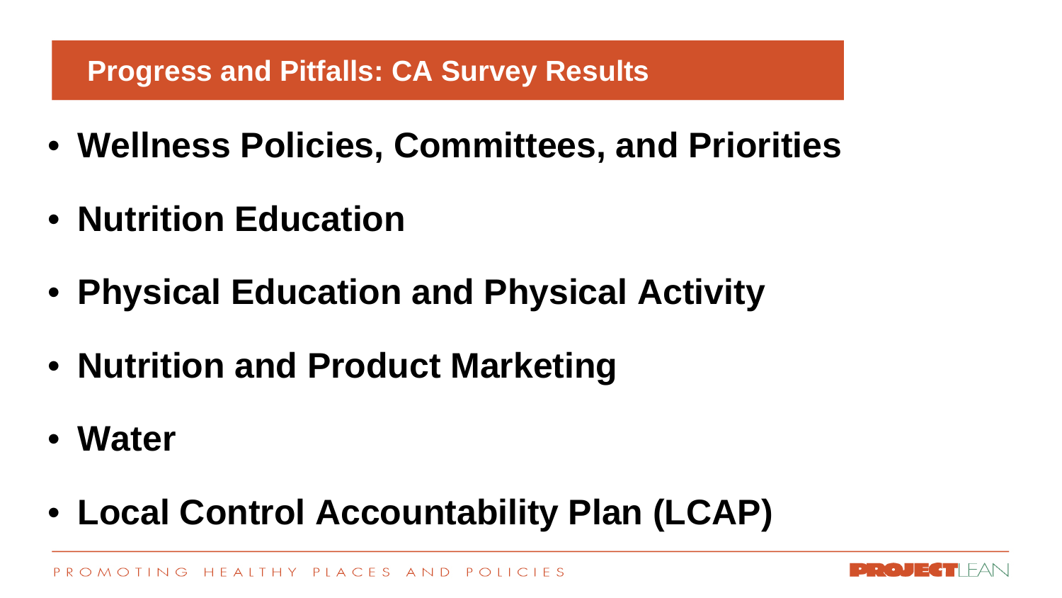## Progress and Pitfalls: CA Survey Results

- **Wellness Policies, Committees, and Priorities**
- **Nutrition Education**
- **Physical Education and Physical Activity**
- **Nutrition and Product Marketing**
- **Water**
- **Local Control Accountability Plan (LCAP)**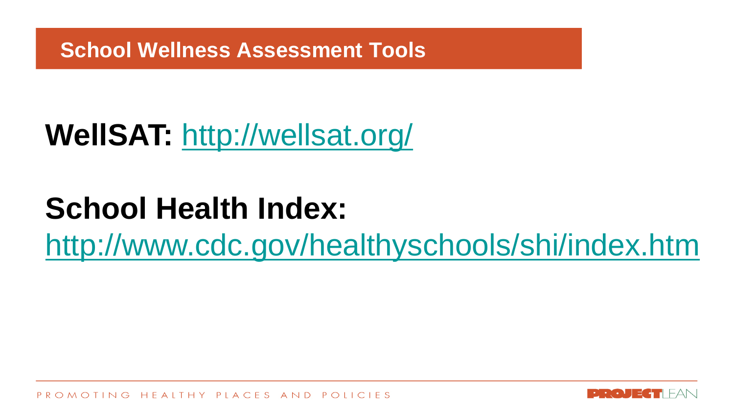## School Wellness Assessment Tools

**WellSAT:** http://wellsat.org/

**School Health Index:**
http://www.cdc.gov/healthyschools/shi/index.htm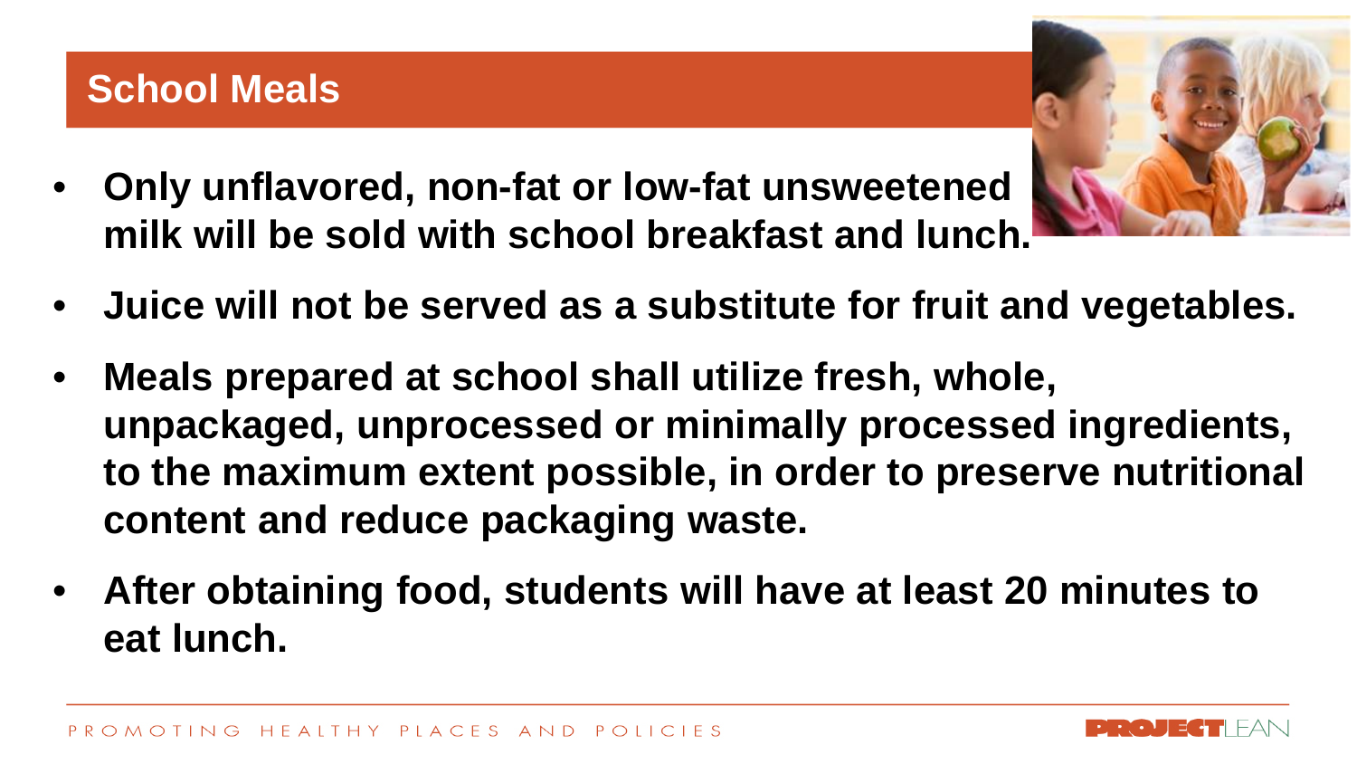## School Meals

- **Only unflavored, non-fat or low-fat unsweetened milk will be sold with school breakfast and lunch.**
- **Juice will not be served as a substitute for fruit and vegetables.**
- **Meals prepared at school shall utilize fresh, whole, unpackaged, unprocessed or minimally processed ingredients, to the maximum extent possible, in order to preserve nutritional content and reduce packaging waste.**
- **After obtaining food, students will have at least 20 minutes to eat lunch.**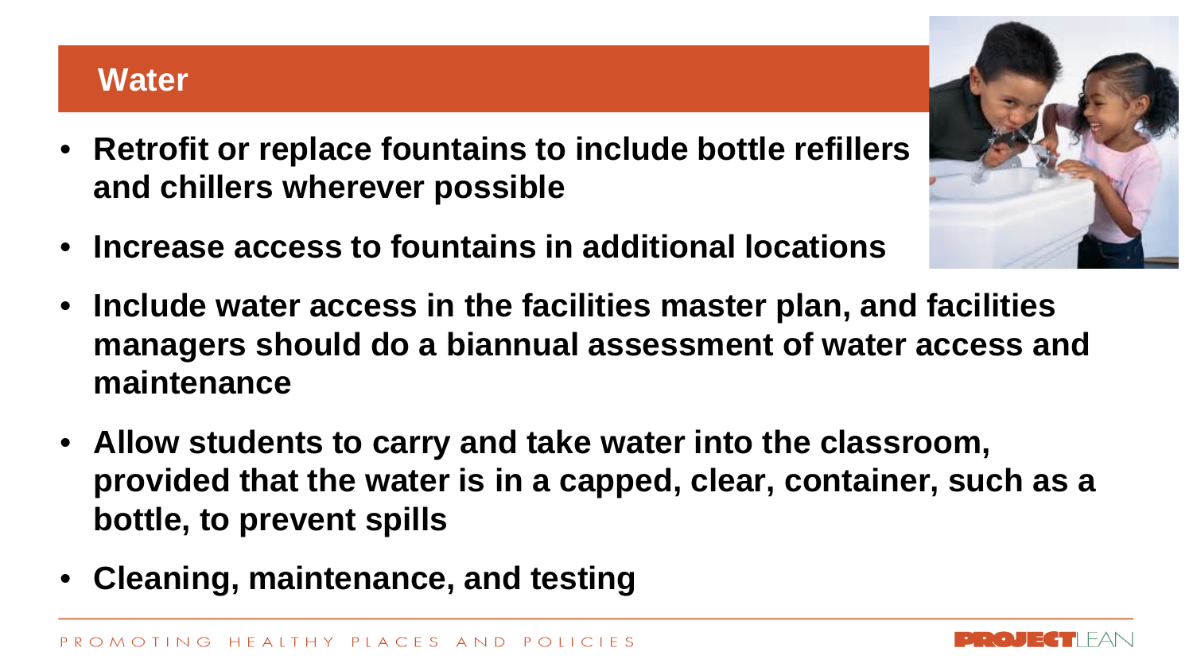## Water

- **Retrofit or replace fountains to include bottle refillers and chillers wherever possible**
- **Increase access to fountains in additional locations**
- **Include water access in the facilities master plan, and facilities managers should do a biannual assessment of water access and maintenance**
- **Allow students to carry and take water into the classroom, provided that the water is in a capped, clear, container, such as a bottle, to prevent spills**
- **Cleaning, maintenance, and testing**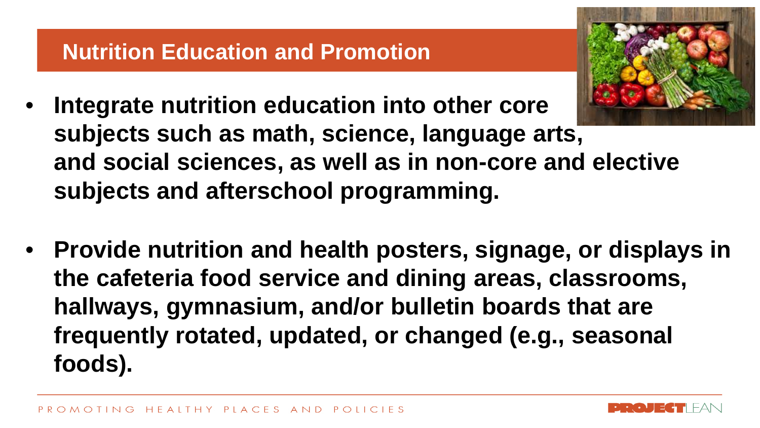## Nutrition Education and Promotion

- **Integrate nutrition education into other core subjects such as math, science, language arts, and social sciences, as well as in non-core and elective subjects and afterschool programming.**

- **Provide nutrition and health posters, signage, or displays in the cafeteria food service and dining areas, classrooms, hallways, gymnasium, and/or bulletin boards that are frequently rotated, updated, or changed (e.g., seasonal foods).**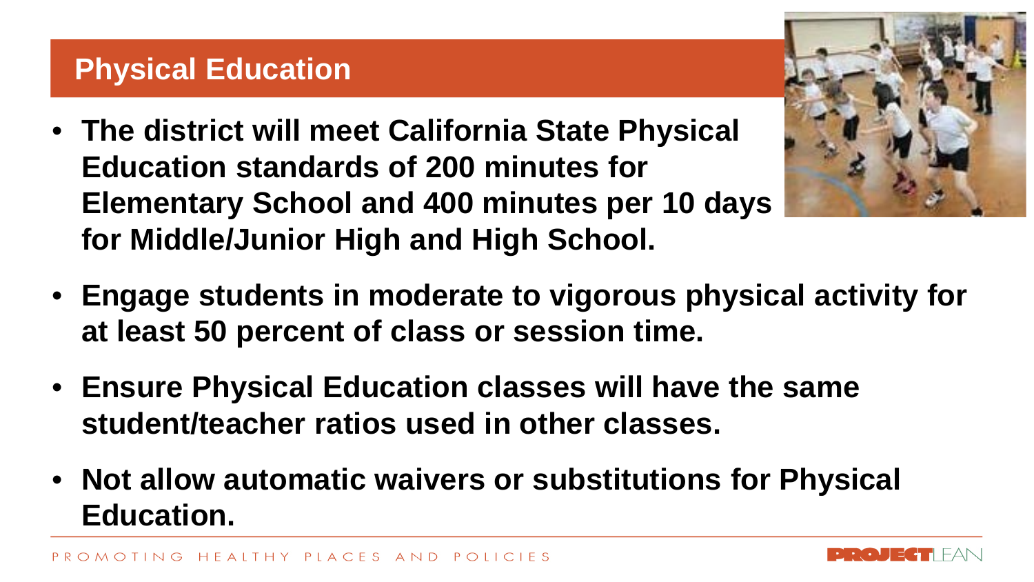# Physical Education

- **The district will meet California State Physical Education standards of 200 minutes for Elementary School and 400 minutes per 10 days for Middle/Junior High and High School.**
- **Engage students in moderate to vigorous physical activity for at least 50 percent of class or session time.**
- **Ensure Physical Education classes will have the same student/teacher ratios used in other classes.**
- **Not allow automatic waivers or substitutions for Physical Education.**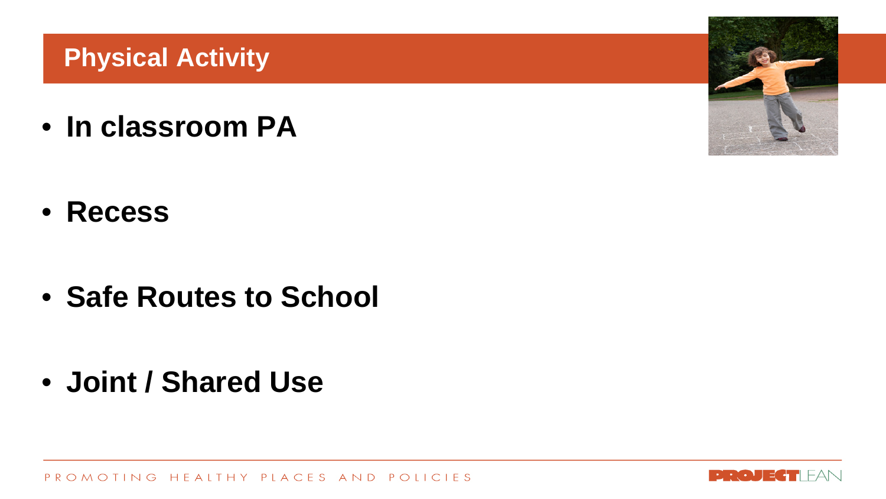# Physical Activity

- **In classroom PA**
- **Recess**
- **Safe Routes to School**
- **Joint / Shared Use**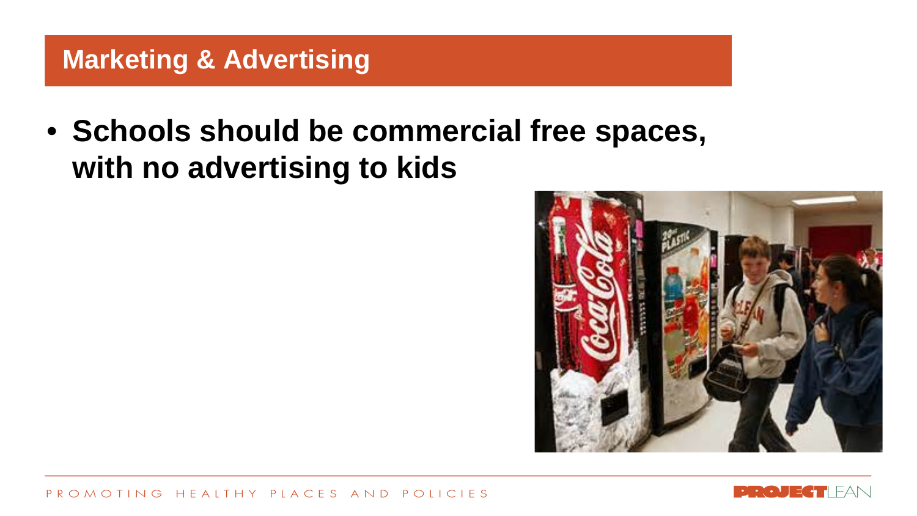## Marketing & Advertising

- **Schools should be commercial free spaces, with no advertising to kids**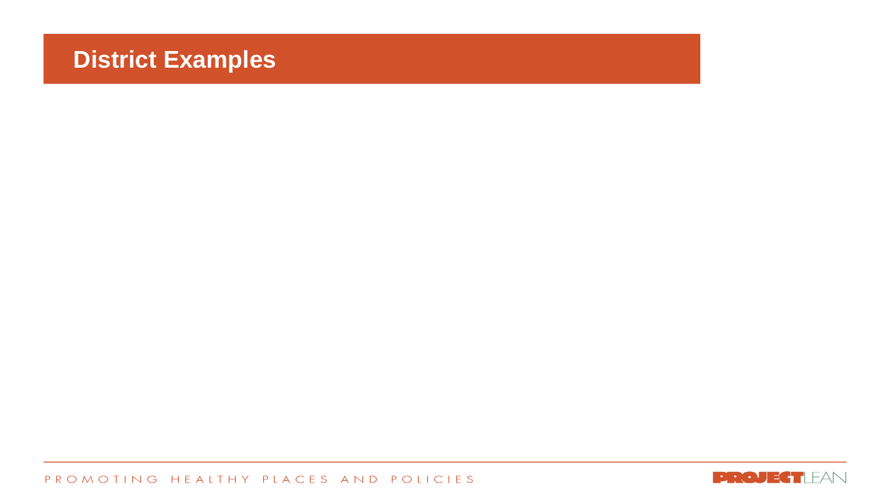# District Examples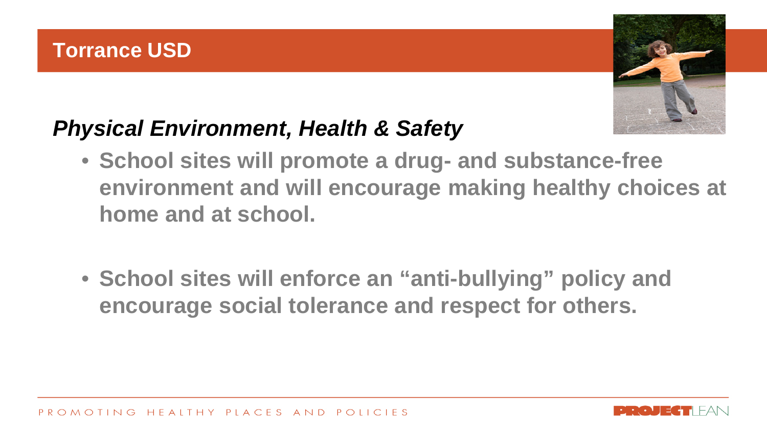# Torrance USD

## *Physical Environment, Health & Safety*

- **School sites will promote a drug- and substance-free environment and will encourage making healthy choices at home and at school.**

- **School sites will enforce an "anti-bullying" policy and encourage social tolerance and respect for others.**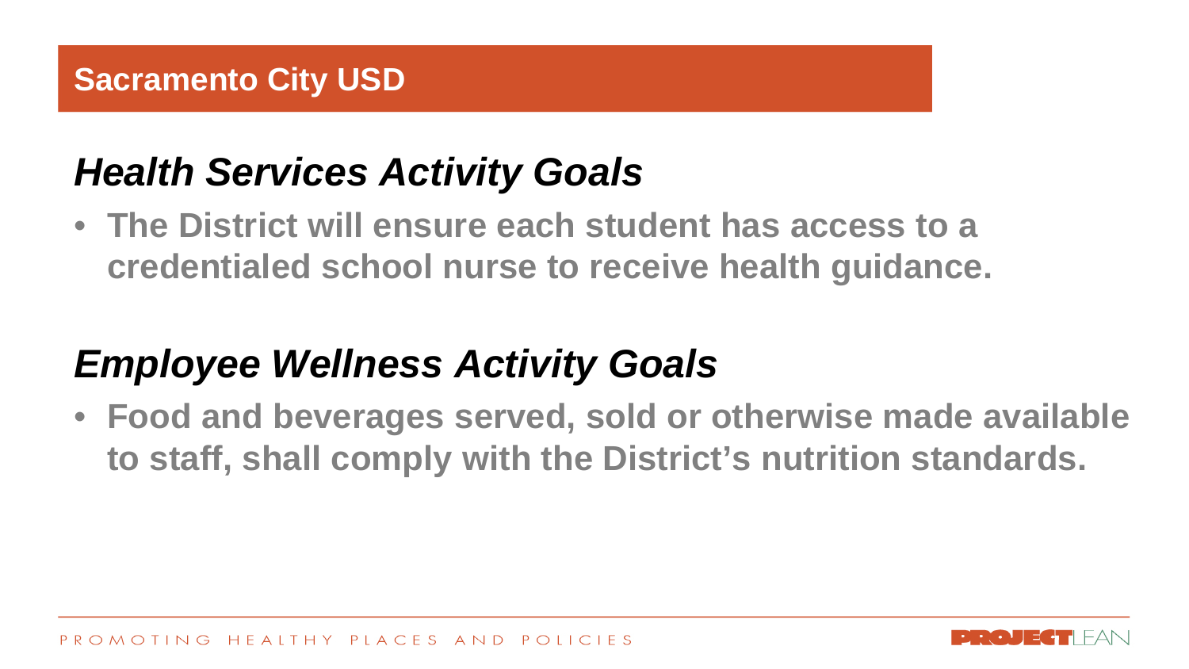## Sacramento City USD

### *Health Services Activity Goals*

- **The District will ensure each student has access to a credentialed school nurse to receive health guidance.**

### *Employee Wellness Activity Goals*

- **Food and beverages served, sold or otherwise made available to staff, shall comply with the District's nutrition standards.**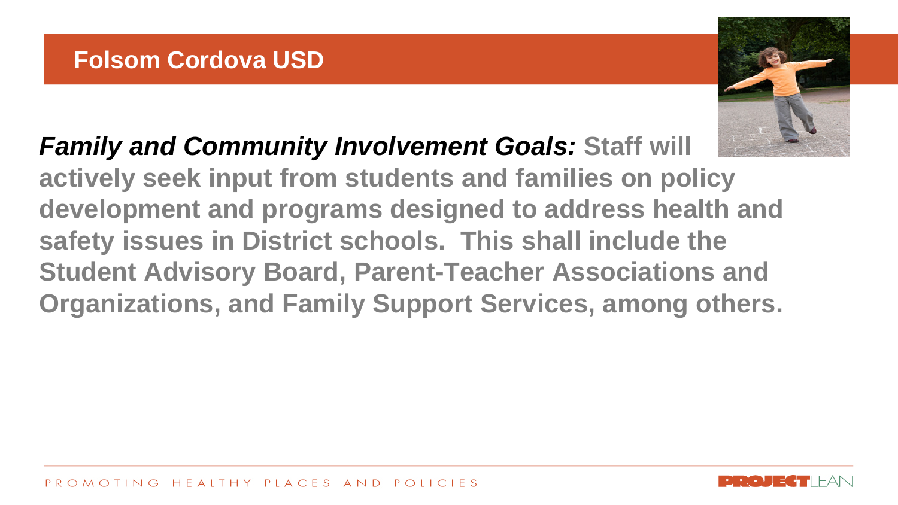## Folsom Cordova USD

***Family and Community Involvement Goals:*** **Staff will actively seek input from students and families on policy development and programs designed to address health and safety issues in District schools. This shall include the Student Advisory Board, Parent-Teacher Associations and Organizations, and Family Support Services, among others.**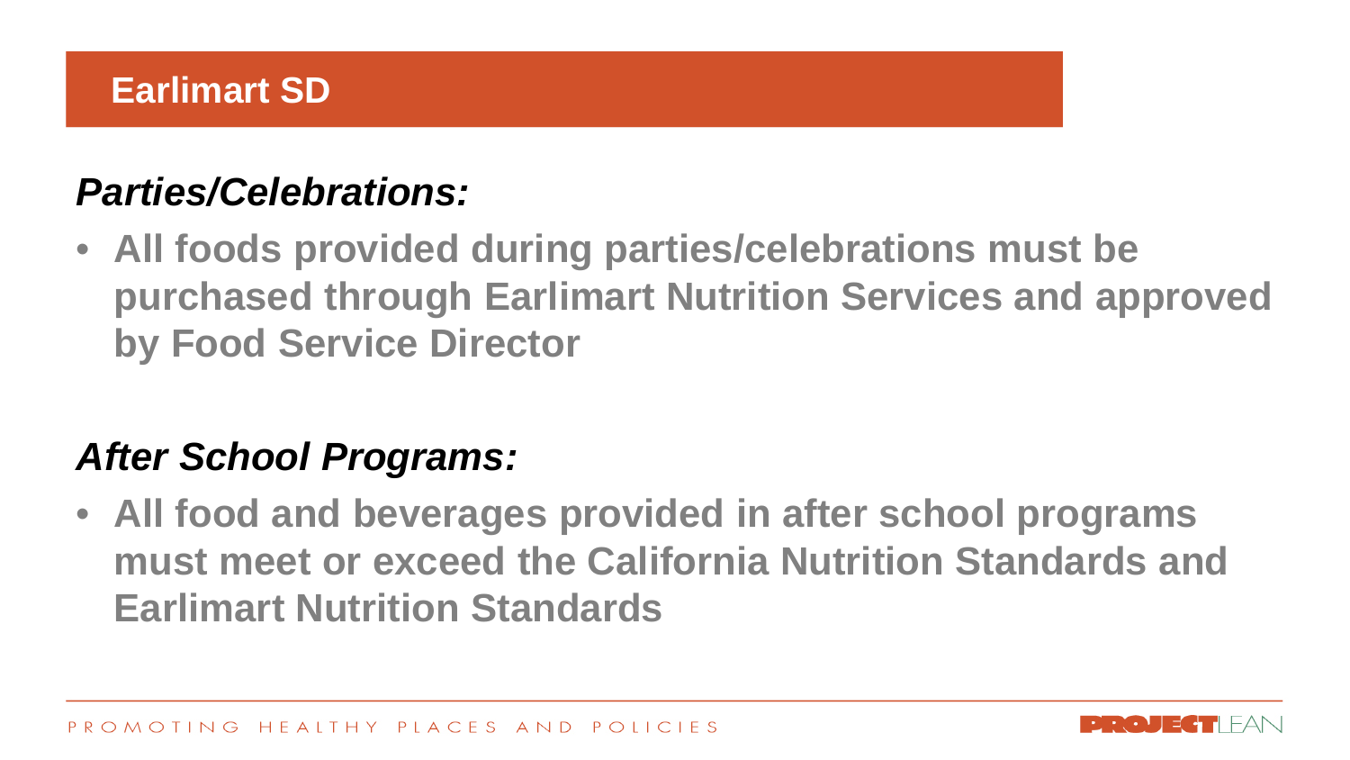## Earlimart SD

### *Parties/Celebrations:*

- **All foods provided during parties/celebrations must be purchased through Earlimart Nutrition Services and approved by Food Service Director**

### *After School Programs:*

- **All food and beverages provided in after school programs must meet or exceed the California Nutrition Standards and Earlimart Nutrition Standards**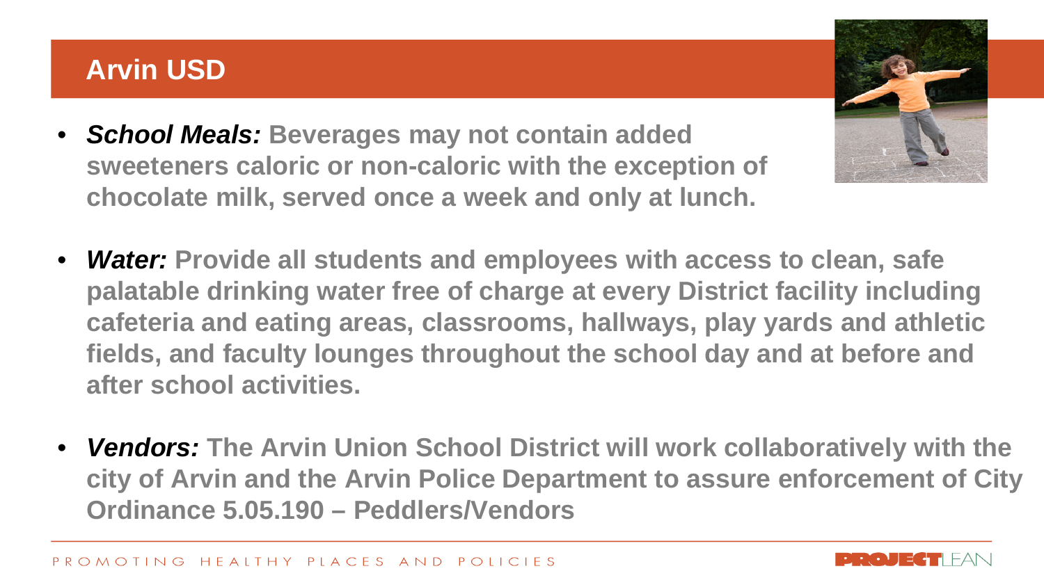# Arvin USD

- ***School Meals:*** **Beverages may not contain added sweeteners caloric or non-caloric with the exception of chocolate milk, served once a week and only at lunch.**

- ***Water:*** **Provide all students and employees with access to clean, safe palatable drinking water free of charge at every District facility including cafeteria and eating areas, classrooms, hallways, play yards and athletic fields, and faculty lounges throughout the school day and at before and after school activities.**

- ***Vendors:*** **The Arvin Union School District will work collaboratively with the city of Arvin and the Arvin Police Department to assure enforcement of City Ordinance 5.05.190 – Peddlers/Vendors**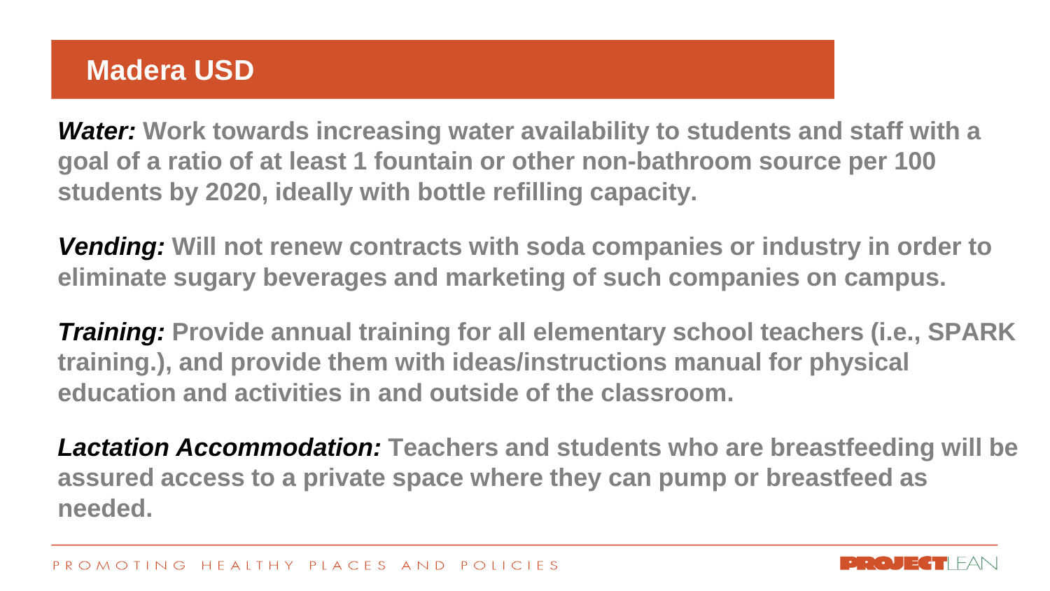# Madera USD

***Water:*** **Work towards increasing water availability to students and staff with a goal of a ratio of at least 1 fountain or other non-bathroom source per 100 students by 2020, ideally with bottle refilling capacity.**

***Vending:*** **Will not renew contracts with soda companies or industry in order to eliminate sugary beverages and marketing of such companies on campus.**

***Training:*** **Provide annual training for all elementary school teachers (i.e., SPARK training.), and provide them with ideas/instructions manual for physical education and activities in and outside of the classroom.**

***Lactation Accommodation:*** **Teachers and students who are breastfeeding will be assured access to a private space where they can pump or breastfeed as needed.**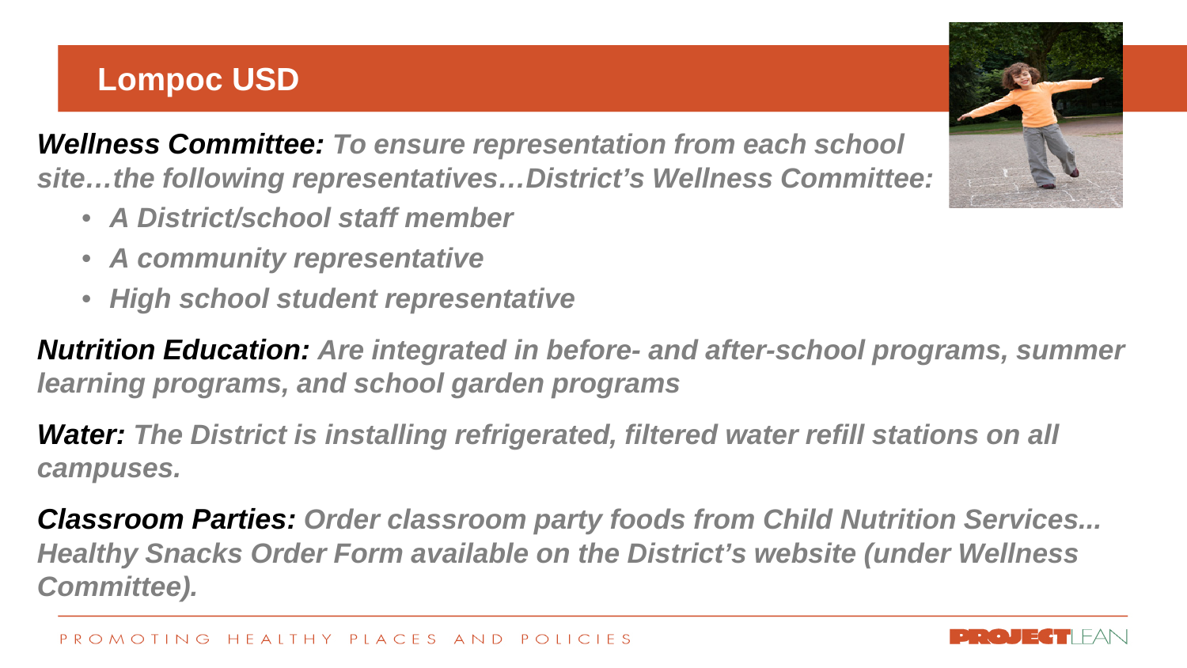## Lompoc USD

***Wellness Committee:*** *To ensure representation from each school site…the following representatives…District's Wellness Committee:*

- *A District/school staff member*
- *A community representative*
- *High school student representative*

***Nutrition Education:*** *Are integrated in before- and after-school programs, summer learning programs, and school garden programs*

***Water:*** *The District is installing refrigerated, filtered water refill stations on all campuses.*

***Classroom Parties:*** *Order classroom party foods from Child Nutrition Services... Healthy Snacks Order Form available on the District's website (under Wellness Committee).*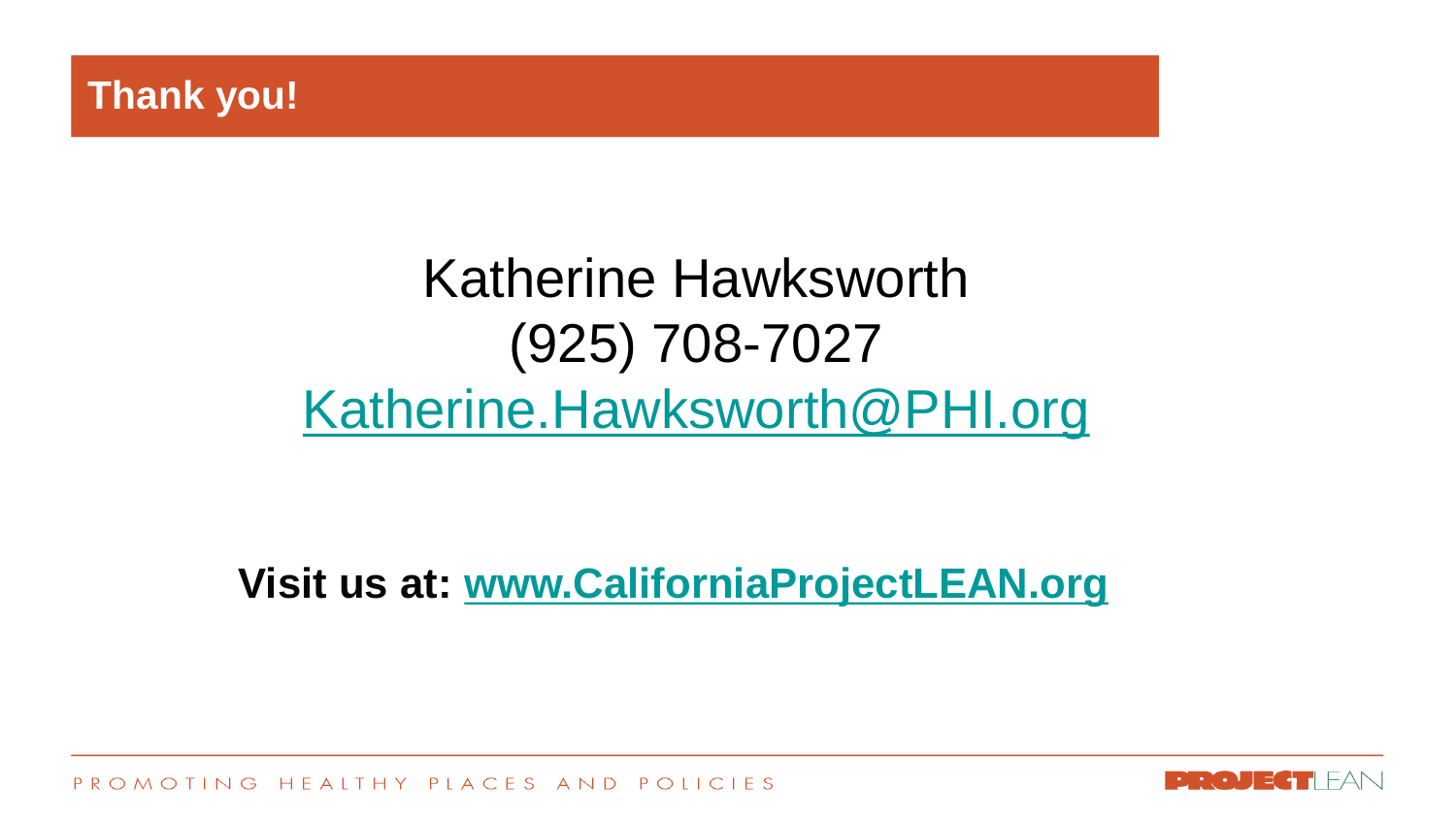## Thank you!

Katherine Hawksworth

(925) 708-7027

[Katherine.Hawksworth@PHI.org](mailto:Katherine.Hawksworth@PHI.org)

**Visit us at: [www.CaliforniaProjectLEAN.org](http://www.CaliforniaProjectLEAN.org)**